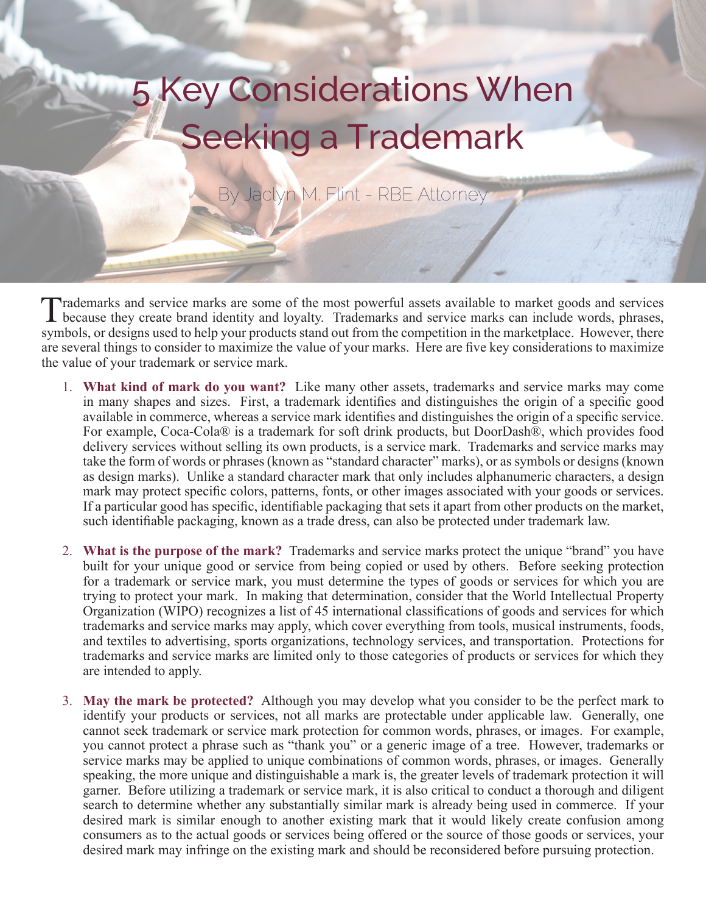# 5 Key Considerations When Seeking a Trademark

By Jaclyn M. Flint - RBE Attorney

Trademarks and service marks are some of the most powerful assets available to market goods and services because they create brand identity and loyalty. Trademarks and service marks can include words, phrases, symbols, or designs used to help your products stand out from the competition in the marketplace. However, there are several things to consider to maximize the value of your marks. Here are five key considerations to maximize the value of your trademark or service mark.

1. **What kind of mark do you want?** Like many other assets, trademarks and service marks may come in many shapes and sizes. First, a trademark identifies and distinguishes the origin of a specific good available in commerce, whereas a service mark identifies and distinguishes the origin of a specific service. For example, Coca-Cola® is a trademark for soft drink products, but DoorDash®, which provides food delivery services without selling its own products, is a service mark. Trademarks and service marks may take the form of words or phrases (known as "standard character" marks), or as symbols or designs (known as design marks). Unlike a standard character mark that only includes alphanumeric characters, a design mark may protect specific colors, patterns, fonts, or other images associated with your goods or services. If a particular good has specific, identifiable packaging that sets it apart from other products on the market, such identifiable packaging, known as a trade dress, can also be protected under trademark law.

2. **What is the purpose of the mark?** Trademarks and service marks protect the unique "brand" you have built for your unique good or service from being copied or used by others. Before seeking protection for a trademark or service mark, you must determine the types of goods or services for which you are trying to protect your mark. In making that determination, consider that the World Intellectual Property Organization (WIPO) recognizes a list of 45 international classifications of goods and services for which trademarks and service marks may apply, which cover everything from tools, musical instruments, foods, and textiles to advertising, sports organizations, technology services, and transportation. Protections for trademarks and service marks are limited only to those categories of products or services for which they are intended to apply.

3. **May the mark be protected?** Although you may develop what you consider to be the perfect mark to identify your products or services, not all marks are protectable under applicable law. Generally, one cannot seek trademark or service mark protection for common words, phrases, or images. For example, you cannot protect a phrase such as "thank you" or a generic image of a tree. However, trademarks or service marks may be applied to unique combinations of common words, phrases, or images. Generally speaking, the more unique and distinguishable a mark is, the greater levels of trademark protection it will garner. Before utilizing a trademark or service mark, it is also critical to conduct a thorough and diligent search to determine whether any substantially similar mark is already being used in commerce. If your desired mark is similar enough to another existing mark that it would likely create confusion among consumers as to the actual goods or services being offered or the source of those goods or services, your desired mark may infringe on the existing mark and should be reconsidered before pursuing protection.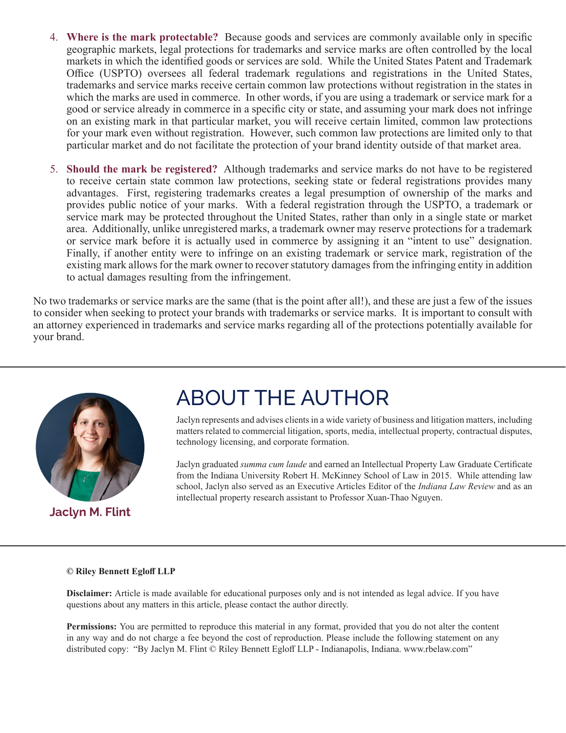4. **Where is the mark protectable?** Because goods and services are commonly available only in specific geographic markets, legal protections for trademarks and service marks are often controlled by the local markets in which the identified goods or services are sold. While the United States Patent and Trademark Office (USPTO) oversees all federal trademark regulations and registrations in the United States, trademarks and service marks receive certain common law protections without registration in the states in which the marks are used in commerce. In other words, if you are using a trademark or service mark for a good or service already in commerce in a specific city or state, and assuming your mark does not infringe on an existing mark in that particular market, you will receive certain limited, common law protections for your mark even without registration. However, such common law protections are limited only to that particular market and do not facilitate the protection of your brand identity outside of that market area.

5. **Should the mark be registered?** Although trademarks and service marks do not have to be registered to receive certain state common law protections, seeking state or federal registrations provides many advantages. First, registering trademarks creates a legal presumption of ownership of the marks and provides public notice of your marks. With a federal registration through the USPTO, a trademark or service mark may be protected throughout the United States, rather than only in a single state or market area. Additionally, unlike unregistered marks, a trademark owner may reserve protections for a trademark or service mark before it is actually used in commerce by assigning it an "intent to use" designation. Finally, if another entity were to infringe on an existing trademark or service mark, registration of the existing mark allows for the mark owner to recover statutory damages from the infringing entity in addition to actual damages resulting from the infringement.

No two trademarks or service marks are the same (that is the point after all!), and these are just a few of the issues to consider when seeking to protect your brands with trademarks or service marks. It is important to consult with an attorney experienced in trademarks and service marks regarding all of the protections potentially available for your brand.

**Jaclyn M. Flint**

# ABOUT THE AUTHOR

Jaclyn represents and advises clients in a wide variety of business and litigation matters, including matters related to commercial litigation, sports, media, intellectual property, contractual disputes, technology licensing, and corporate formation.

Jaclyn graduated *summa cum laude* and earned an Intellectual Property Law Graduate Certificate from the Indiana University Robert H. McKinney School of Law in 2015. While attending law school, Jaclyn also served as an Executive Articles Editor of the *Indiana Law Review* and as an intellectual property research assistant to Professor Xuan-Thao Nguyen.

**© Riley Bennett Egloff LLP**

**Disclaimer:** Article is made available for educational purposes only and is not intended as legal advice. If you have questions about any matters in this article, please contact the author directly.

**Permissions:** You are permitted to reproduce this material in any format, provided that you do not alter the content in any way and do not charge a fee beyond the cost of reproduction. Please include the following statement on any distributed copy: "By Jaclyn M. Flint © Riley Bennett Egloff LLP - Indianapolis, Indiana. www.rbelaw.com"